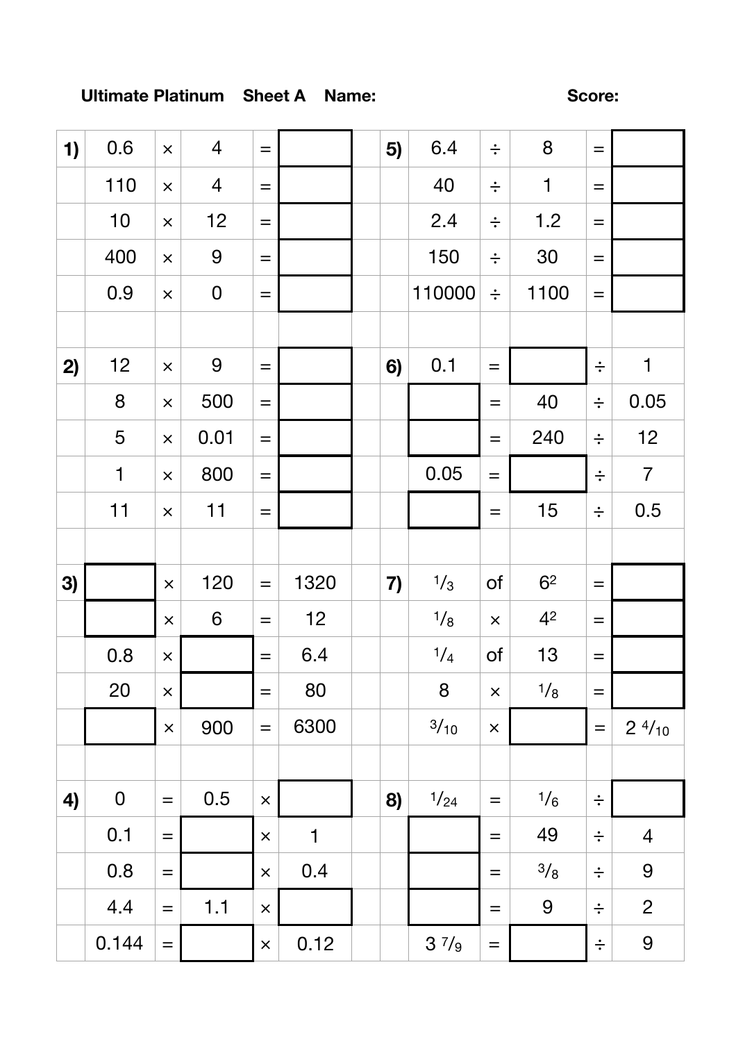**Ultimate Platinum** **Sheet A** **Name:** **Score:**

| | | | | | | | | | | | | |
|---|---|---|---|---|---|---|---|---|---|---|---|---|
| **1)** | 0.6 | × | 4 | = | | | **5)** | 6.4 | ÷ | 8 | = | |
| | 110 | × | 4 | = | | | | 40 | ÷ | 1 | = | |
| | 10 | × | 12 | = | | | | 2.4 | ÷ | 1.2 | = | |
| | 400 | × | 9 | = | | | | 150 | ÷ | 30 | = | |
| | 0.9 | × | 0 | = | | | | 110000 | ÷ | 1100 | = | |
| | | | | | | | | | | | | |
| **2)** | 12 | × | 9 | = | | | **6)** | 0.1 | = | | ÷ | 1 |
| | 8 | × | 500 | = | | | | | = | 40 | ÷ | 0.05 |
| | 5 | × | 0.01 | = | | | | | = | 240 | ÷ | 12 |
| | 1 | × | 800 | = | | | | 0.05 | = | | ÷ | 7 |
| | 11 | × | 11 | = | | | | | = | 15 | ÷ | 0.5 |
| | | | | | | | | | | | | |
| **3)** | | × | 120 | = | 1320 | | **7)** | $\frac{1}{3}$ | of | $6^2$ | = | |
| | | × | 6 | = | 12 | | | $\frac{1}{8}$ | × | $4^2$ | = | |
| | 0.8 | × | | = | 6.4 | | | $\frac{1}{4}$ | of | 13 | = | |
| | 20 | × | | = | 80 | | | 8 | × | $\frac{1}{8}$ | = | |
| | | × | 900 | = | 6300 | | | $\frac{3}{10}$ | × | | = | $2\frac{4}{10}$ |
| | | | | | | | | | | | | |
| **4)** | 0 | = | 0.5 | × | | | **8)** | $\frac{1}{24}$ | = | $\frac{1}{6}$ | ÷ | |
| | 0.1 | = | | × | 1 | | | | = | 49 | ÷ | 4 |
| | 0.8 | = | | × | 0.4 | | | | = | $\frac{3}{8}$ | ÷ | 9 |
| | 4.4 | = | 1.1 | × | | | | | = | 9 | ÷ | 2 |
| | 0.144 | = | | × | 0.12 | | | $3\frac{7}{9}$ | = | | ÷ | 9 |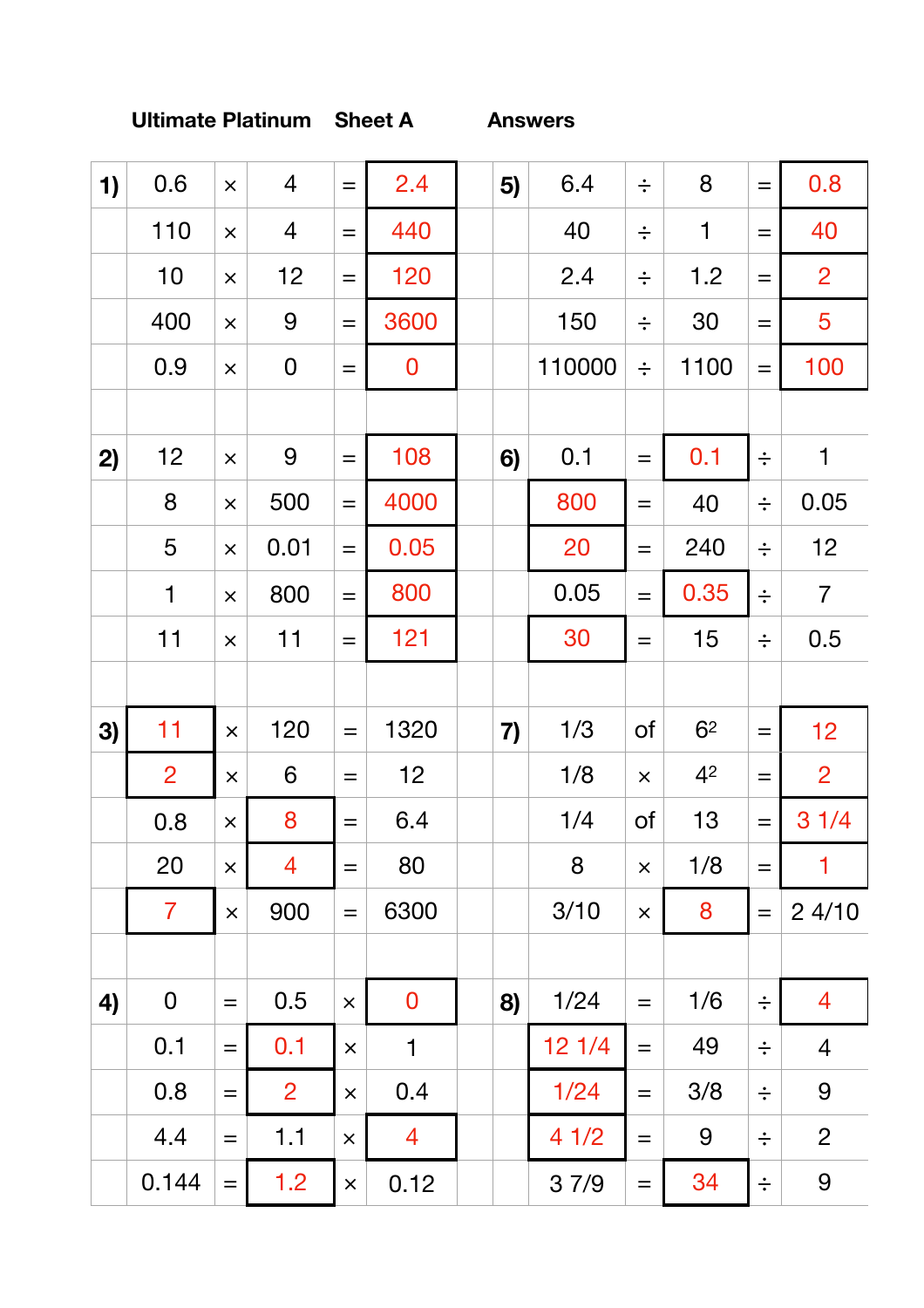**Ultimate Platinum Sheet A Answers**

| | | | | | | | | | | | | |
|---|---|---|---|---|---|---|---|---|---|---|---|---|
| **1)** | 0.6 | × | 4 | = | 2.4 | **5)** | 6.4 | ÷ | 8 | = | 0.8 |
| | 110 | × | 4 | = | 440 | | 40 | ÷ | 1 | = | 40 |
| | 10 | × | 12 | = | 120 | | 2.4 | ÷ | 1.2 | = | 2 |
| | 400 | × | 9 | = | 3600 | | 150 | ÷ | 30 | = | 5 |
| | 0.9 | × | 0 | = | 0 | | 110000 | ÷ | 1100 | = | 100 |
| | | | | | | | | | | | |
| **2)** | 12 | × | 9 | = | 108 | **6)** | 0.1 | = | 0.1 | ÷ | 1 |
| | 8 | × | 500 | = | 4000 | | 800 | = | 40 | ÷ | 0.05 |
| | 5 | × | 0.01 | = | 0.05 | | 20 | = | 240 | ÷ | 12 |
| | 1 | × | 800 | = | 800 | | 0.05 | = | 0.35 | ÷ | 7 |
| | 11 | × | 11 | = | 121 | | 30 | = | 15 | ÷ | 0.5 |
| | | | | | | | | | | | |
| **3)** | 11 | × | 120 | = | 1320 | **7)** | 1/3 | of | $6^2$ | = | 12 |
| | 2 | × | 6 | = | 12 | | 1/8 | × | $4^2$ | = | 2 |
| | 0.8 | × | 8 | = | 6.4 | | 1/4 | of | 13 | = | 3 1/4 |
| | 20 | × | 4 | = | 80 | | 8 | × | 1/8 | = | 1 |
| | 7 | × | 900 | = | 6300 | | 3/10 | × | 8 | = | 2 4/10 |
| | | | | | | | | | | | |
| **4)** | 0 | = | 0.5 | × | 0 | **8)** | 1/24 | = | 1/6 | ÷ | 4 |
| | 0.1 | = | 0.1 | × | 1 | | 12 1/4 | = | 49 | ÷ | 4 |
| | 0.8 | = | 2 | × | 0.4 | | 1/24 | = | 3/8 | ÷ | 9 |
| | 4.4 | = | 1.1 | × | 4 | | 4 1/2 | = | 9 | ÷ | 2 |
| | 0.144 | = | 1.2 | × | 0.12 | | 3 7/9 | = | 34 | ÷ | 9 |